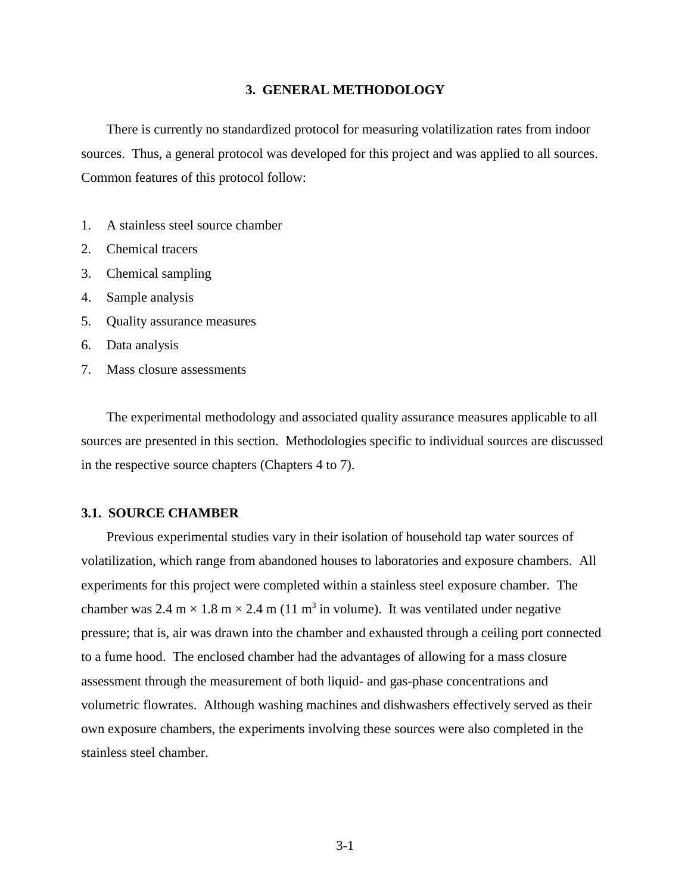# 3. GENERAL METHODOLOGY

There is currently no standardized protocol for measuring volatilization rates from indoor sources. Thus, a general protocol was developed for this project and was applied to all sources. Common features of this protocol follow:

1. A stainless steel source chamber
2. Chemical tracers
3. Chemical sampling
4. Sample analysis
5. Quality assurance measures
6. Data analysis
7. Mass closure assessments

The experimental methodology and associated quality assurance measures applicable to all sources are presented in this section. Methodologies specific to individual sources are discussed in the respective source chapters (Chapters 4 to 7).

## 3.1. SOURCE CHAMBER

Previous experimental studies vary in their isolation of household tap water sources of volatilization, which range from abandoned houses to laboratories and exposure chambers. All experiments for this project were completed within a stainless steel exposure chamber. The chamber was 2.4 m × 1.8 m × 2.4 m (11 $m^3$ in volume). It was ventilated under negative pressure; that is, air was drawn into the chamber and exhausted through a ceiling port connected to a fume hood. The enclosed chamber had the advantages of allowing for a mass closure assessment through the measurement of both liquid- and gas-phase concentrations and volumetric flowrates. Although washing machines and dishwashers effectively served as their own exposure chambers, the experiments involving these sources were also completed in the stainless steel chamber.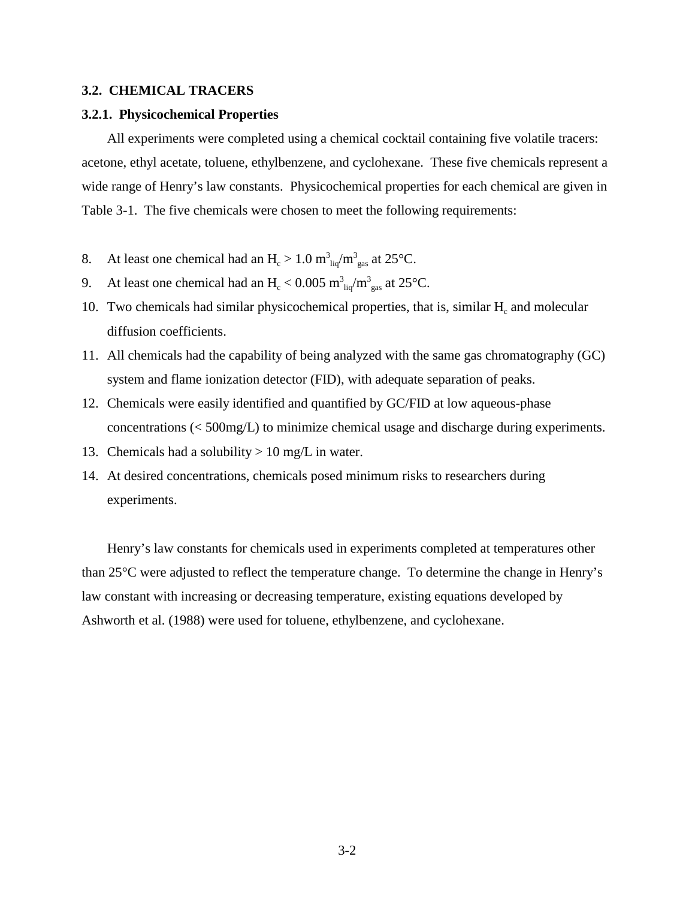### 3.2. CHEMICAL TRACERS

#### 3.2.1. Physicochemical Properties

All experiments were completed using a chemical cocktail containing five volatile tracers: acetone, ethyl acetate, toluene, ethylbenzene, and cyclohexane. These five chemicals represent a wide range of Henry's law constants. Physicochemical properties for each chemical are given in Table 3-1. The five chemicals were chosen to meet the following requirements:

8. At least one chemical had an $H_c > 1.0$ $m^3_{liq}/m^3_{gas}$ at 25°C.
9. At least one chemical had an $H_c < 0.005$ $m^3_{liq}/m^3_{gas}$ at 25°C.
10. Two chemicals had similar physicochemical properties, that is, similar $H_c$ and molecular diffusion coefficients.
11. All chemicals had the capability of being analyzed with the same gas chromatography (GC) system and flame ionization detector (FID), with adequate separation of peaks.
12. Chemicals were easily identified and quantified by GC/FID at low aqueous-phase concentrations (< 500mg/L) to minimize chemical usage and discharge during experiments.
13. Chemicals had a solubility > 10 mg/L in water.
14. At desired concentrations, chemicals posed minimum risks to researchers during experiments.

Henry's law constants for chemicals used in experiments completed at temperatures other than 25°C were adjusted to reflect the temperature change. To determine the change in Henry's law constant with increasing or decreasing temperature, existing equations developed by Ashworth et al. (1988) were used for toluene, ethylbenzene, and cyclohexane.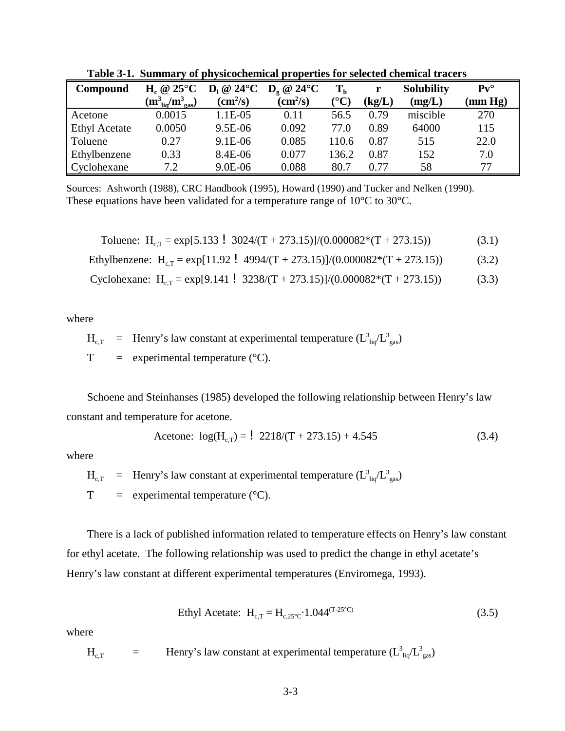**Table 3-1. Summary of physicochemical properties for selected chemical tracers**

| Compound | $H_c$ @ 25°C ($m^3_{liq}/m^3_{gas}$) | $D_l$ @ 24°C ($cm^2/s$) | $D_g$ @ 24°C ($cm^2/s$) | $T_b$ (°C) | r (kg/L) | Solubility (mg/L) | Pv° (mm Hg) |
|---|---|---|---|---|---|---|---|
| Acetone | 0.0015 | 1.1E-05 | 0.11 | 56.5 | 0.79 | miscible | 270 |
| Ethyl Acetate | 0.0050 | 9.5E-06 | 0.092 | 77.0 | 0.89 | 64000 | 115 |
| Toluene | 0.27 | 9.1E-06 | 0.085 | 110.6 | 0.87 | 515 | 22.0 |
| Ethylbenzene | 0.33 | 8.4E-06 | 0.077 | 136.2 | 0.87 | 152 | 7.0 |
| Cyclohexane | 7.2 | 9.0E-06 | 0.088 | 80.7 | 0.77 | 58 | 77 |

Sources: Ashworth (1988), CRC Handbook (1995), Howard (1990) and Tucker and Nelken (1990).

These equations have been validated for a temperature range of 10°C to 30°C.

$$\text{Toluene: } H_{c,T} = \exp[5.133 - 3024/(T + 273.15)]/(0.000082*(T + 273.15)) \tag{3.1}$$

$$\text{Ethylbenzene: } H_{c,T} = \exp[11.92 - 4994/(T + 273.15)]/(0.000082*(T + 273.15)) \tag{3.2}$$

$$\text{Cyclohexane: } H_{c,T} = \exp[9.141 - 3238/(T + 273.15)]/(0.000082*(T + 273.15)) \tag{3.3}$$

where

$H_{c,T}$ = Henry's law constant at experimental temperature ($L^3_{liq}/L^3_{gas}$)

T = experimental temperature (°C).

Schoene and Steinhanses (1985) developed the following relationship between Henry's law constant and temperature for acetone.

$$\text{Acetone: } \log(H_{c,T}) = -2218/(T + 273.15) + 4.545 \tag{3.4}$$

where

$H_{c,T}$ = Henry's law constant at experimental temperature ($L^3_{liq}/L^3_{gas}$)

T = experimental temperature (°C).

There is a lack of published information related to temperature effects on Henry's law constant for ethyl acetate. The following relationship was used to predict the change in ethyl acetate's Henry's law constant at different experimental temperatures (Enviromega, 1993).

$$\text{Ethyl Acetate: } H_{c,T} = H_{c,25°C} \cdot 1.044^{(T-25°C)} \tag{3.5}$$

where

$H_{c,T}$ = Henry's law constant at experimental temperature ($L^3_{liq}/L^3_{gas}$)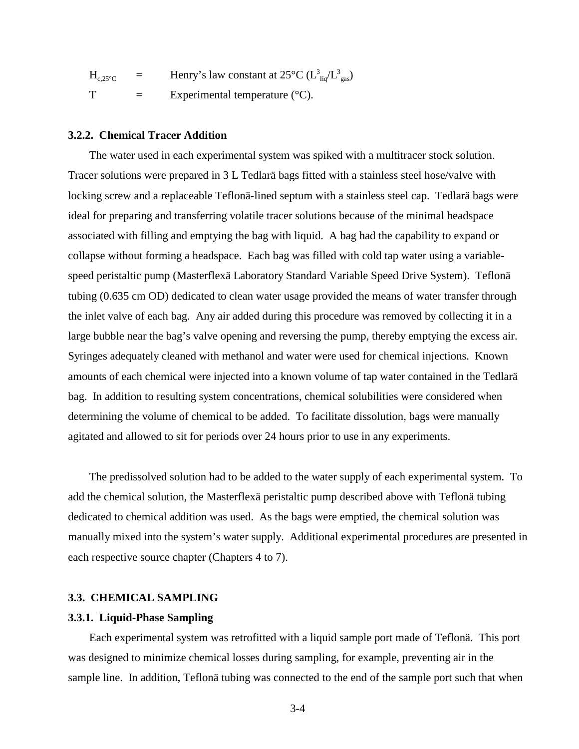| | | |
|---|---|---|
| $H_{c,25°C}$ | = | Henry's law constant at 25°C ($L^3_{liq}/L^3_{gas}$) |
| T | = | Experimental temperature (°C). |

### 3.2.2. Chemical Tracer Addition

The water used in each experimental system was spiked with a multitracer stock solution. Tracer solutions were prepared in 3 L Tedlarä bags fitted with a stainless steel hose/valve with locking screw and a replaceable Teflonä-lined septum with a stainless steel cap. Tedlarä bags were ideal for preparing and transferring volatile tracer solutions because of the minimal headspace associated with filling and emptying the bag with liquid. A bag had the capability to expand or collapse without forming a headspace. Each bag was filled with cold tap water using a variable-speed peristaltic pump (Masterflexä Laboratory Standard Variable Speed Drive System). Teflonä tubing (0.635 cm OD) dedicated to clean water usage provided the means of water transfer through the inlet valve of each bag. Any air added during this procedure was removed by collecting it in a large bubble near the bag's valve opening and reversing the pump, thereby emptying the excess air. Syringes adequately cleaned with methanol and water were used for chemical injections. Known amounts of each chemical were injected into a known volume of tap water contained in the Tedlarä bag. In addition to resulting system concentrations, chemical solubilities were considered when determining the volume of chemical to be added. To facilitate dissolution, bags were manually agitated and allowed to sit for periods over 24 hours prior to use in any experiments.

The predissolved solution had to be added to the water supply of each experimental system. To add the chemical solution, the Masterflexä peristaltic pump described above with Teflonä tubing dedicated to chemical addition was used. As the bags were emptied, the chemical solution was manually mixed into the system's water supply. Additional experimental procedures are presented in each respective source chapter (Chapters 4 to 7).

## 3.3. CHEMICAL SAMPLING

### 3.3.1. Liquid-Phase Sampling

Each experimental system was retrofitted with a liquid sample port made of Teflonä. This port was designed to minimize chemical losses during sampling, for example, preventing air in the sample line. In addition, Teflonä tubing was connected to the end of the sample port such that when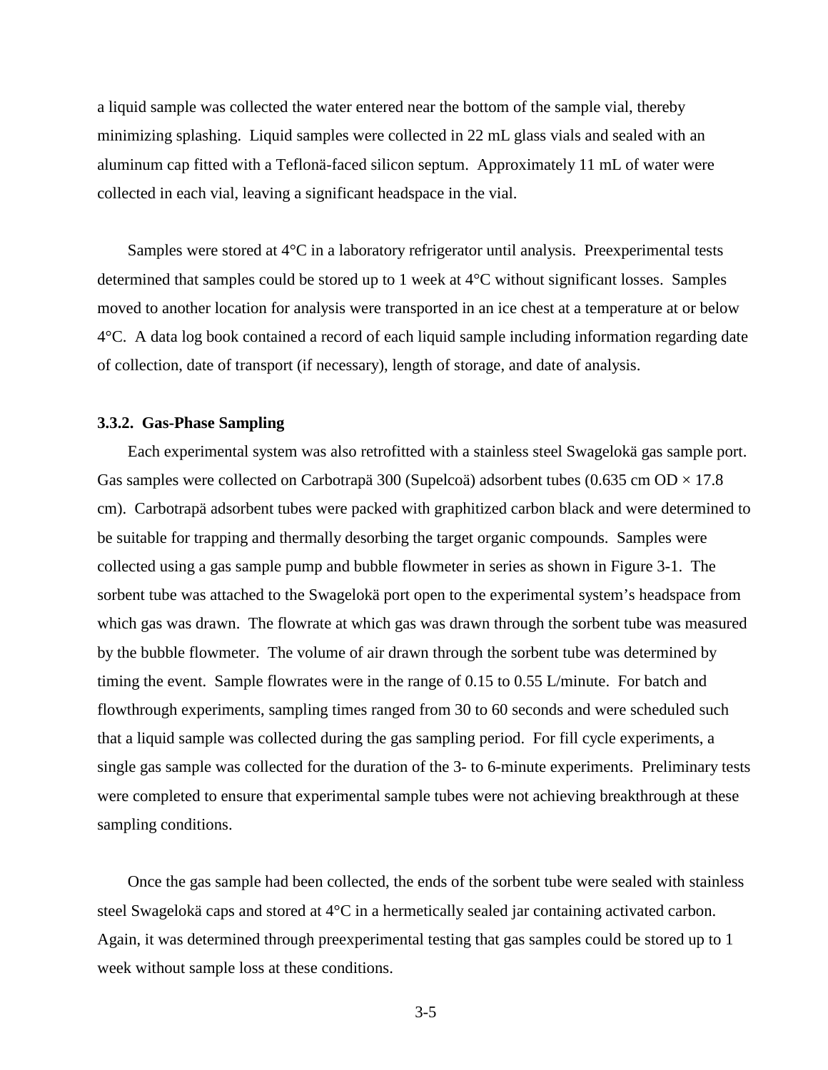a liquid sample was collected the water entered near the bottom of the sample vial, thereby minimizing splashing. Liquid samples were collected in 22 mL glass vials and sealed with an aluminum cap fitted with a Teflonä-faced silicon septum. Approximately 11 mL of water were collected in each vial, leaving a significant headspace in the vial.

Samples were stored at 4°C in a laboratory refrigerator until analysis. Preexperimental tests determined that samples could be stored up to 1 week at 4°C without significant losses. Samples moved to another location for analysis were transported in an ice chest at a temperature at or below 4°C. A data log book contained a record of each liquid sample including information regarding date of collection, date of transport (if necessary), length of storage, and date of analysis.

### 3.3.2. Gas-Phase Sampling

Each experimental system was also retrofitted with a stainless steel Swagelokä gas sample port. Gas samples were collected on Carbotrapä 300 (Supelcoä) adsorbent tubes (0.635 cm OD × 17.8 cm). Carbotrapä adsorbent tubes were packed with graphitized carbon black and were determined to be suitable for trapping and thermally desorbing the target organic compounds. Samples were collected using a gas sample pump and bubble flowmeter in series as shown in Figure 3-1. The sorbent tube was attached to the Swagelokä port open to the experimental system's headspace from which gas was drawn. The flowrate at which gas was drawn through the sorbent tube was measured by the bubble flowmeter. The volume of air drawn through the sorbent tube was determined by timing the event. Sample flowrates were in the range of 0.15 to 0.55 L/minute. For batch and flowthrough experiments, sampling times ranged from 30 to 60 seconds and were scheduled such that a liquid sample was collected during the gas sampling period. For fill cycle experiments, a single gas sample was collected for the duration of the 3- to 6-minute experiments. Preliminary tests were completed to ensure that experimental sample tubes were not achieving breakthrough at these sampling conditions.

Once the gas sample had been collected, the ends of the sorbent tube were sealed with stainless steel Swagelokä caps and stored at 4°C in a hermetically sealed jar containing activated carbon. Again, it was determined through preexperimental testing that gas samples could be stored up to 1 week without sample loss at these conditions.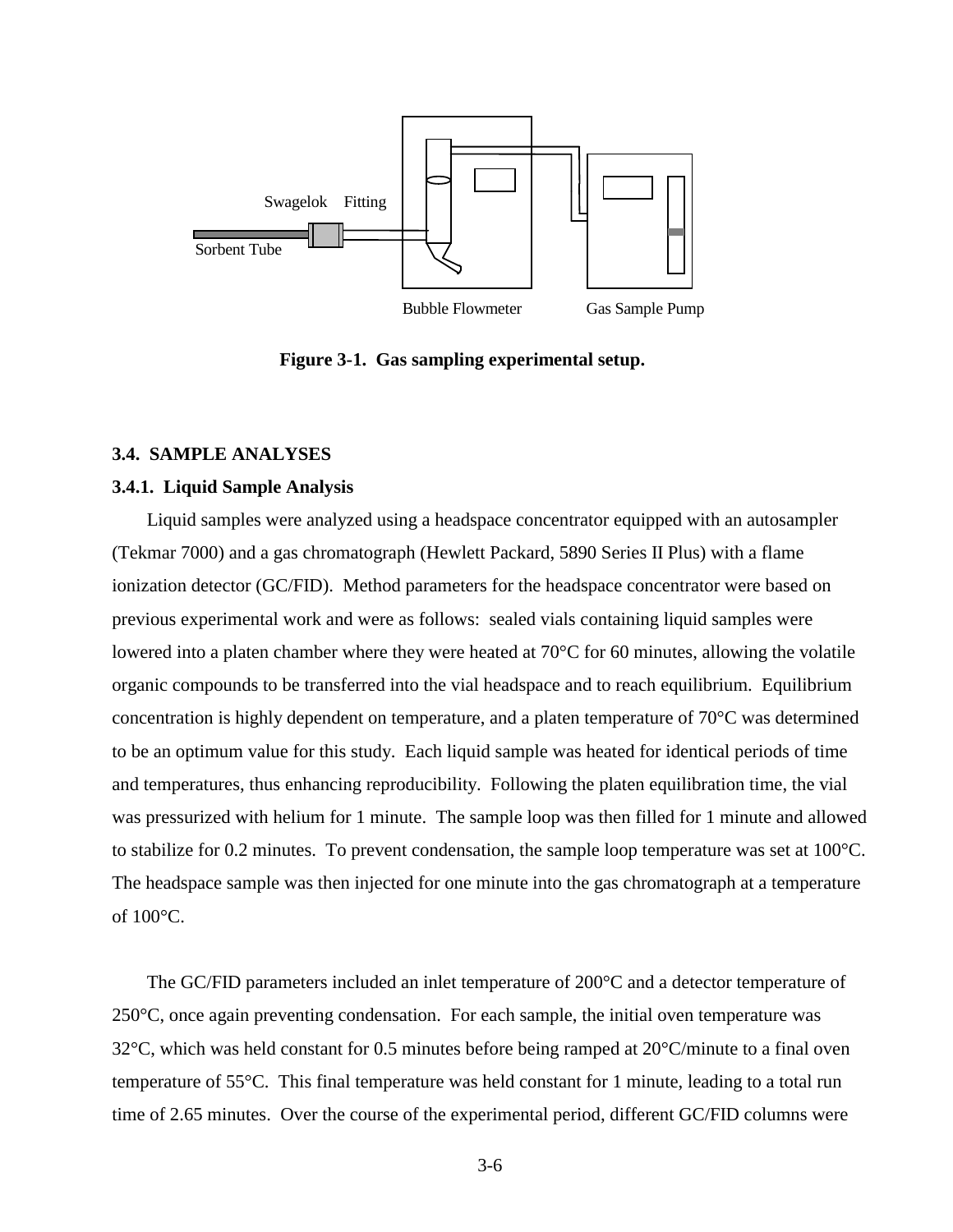Swagelok Fitting

Sorbent Tube

Bubble Flowmeter

Gas Sample Pump

**Figure 3-1. Gas sampling experimental setup.**

### 3.4. SAMPLE ANALYSES

#### 3.4.1. Liquid Sample Analysis

Liquid samples were analyzed using a headspace concentrator equipped with an autosampler (Tekmar 7000) and a gas chromatograph (Hewlett Packard, 5890 Series II Plus) with a flame ionization detector (GC/FID). Method parameters for the headspace concentrator were based on previous experimental work and were as follows: sealed vials containing liquid samples were lowered into a platen chamber where they were heated at 70°C for 60 minutes, allowing the volatile organic compounds to be transferred into the vial headspace and to reach equilibrium. Equilibrium concentration is highly dependent on temperature, and a platen temperature of 70°C was determined to be an optimum value for this study. Each liquid sample was heated for identical periods of time and temperatures, thus enhancing reproducibility. Following the platen equilibration time, the vial was pressurized with helium for 1 minute. The sample loop was then filled for 1 minute and allowed to stabilize for 0.2 minutes. To prevent condensation, the sample loop temperature was set at 100°C. The headspace sample was then injected for one minute into the gas chromatograph at a temperature of 100°C.

The GC/FID parameters included an inlet temperature of 200°C and a detector temperature of 250°C, once again preventing condensation. For each sample, the initial oven temperature was 32°C, which was held constant for 0.5 minutes before being ramped at 20°C/minute to a final oven temperature of 55°C. This final temperature was held constant for 1 minute, leading to a total run time of 2.65 minutes. Over the course of the experimental period, different GC/FID columns were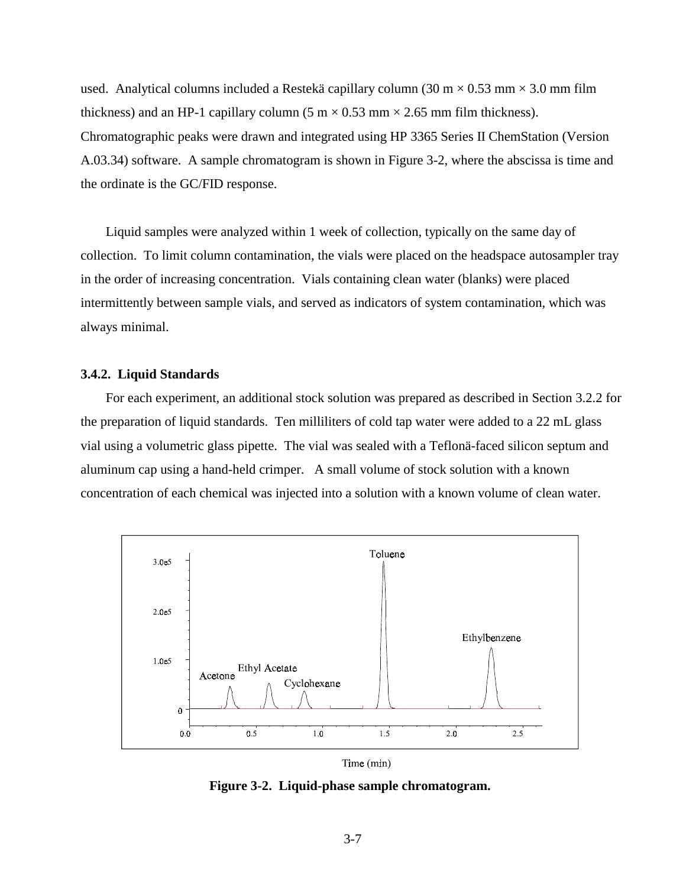used. Analytical columns included a Restekä capillary column (30 m × 0.53 mm × 3.0 mm film thickness) and an HP-1 capillary column (5 m × 0.53 mm × 2.65 mm film thickness). Chromatographic peaks were drawn and integrated using HP 3365 Series II ChemStation (Version A.03.34) software. A sample chromatogram is shown in Figure 3-2, where the abscissa is time and the ordinate is the GC/FID response.

Liquid samples were analyzed within 1 week of collection, typically on the same day of collection. To limit column contamination, the vials were placed on the headspace autosampler tray in the order of increasing concentration. Vials containing clean water (blanks) were placed intermittently between sample vials, and served as indicators of system contamination, which was always minimal.

### 3.4.2. Liquid Standards

For each experiment, an additional stock solution was prepared as described in Section 3.2.2 for the preparation of liquid standards. Ten milliliters of cold tap water were added to a 22 mL glass vial using a volumetric glass pipette. The vial was sealed with a Teflonä-faced silicon septum and aluminum cap using a hand-held crimper. A small volume of stock solution with a known concentration of each chemical was injected into a solution with a known volume of clean water.

**Figure 3-2. Liquid-phase sample chromatogram.**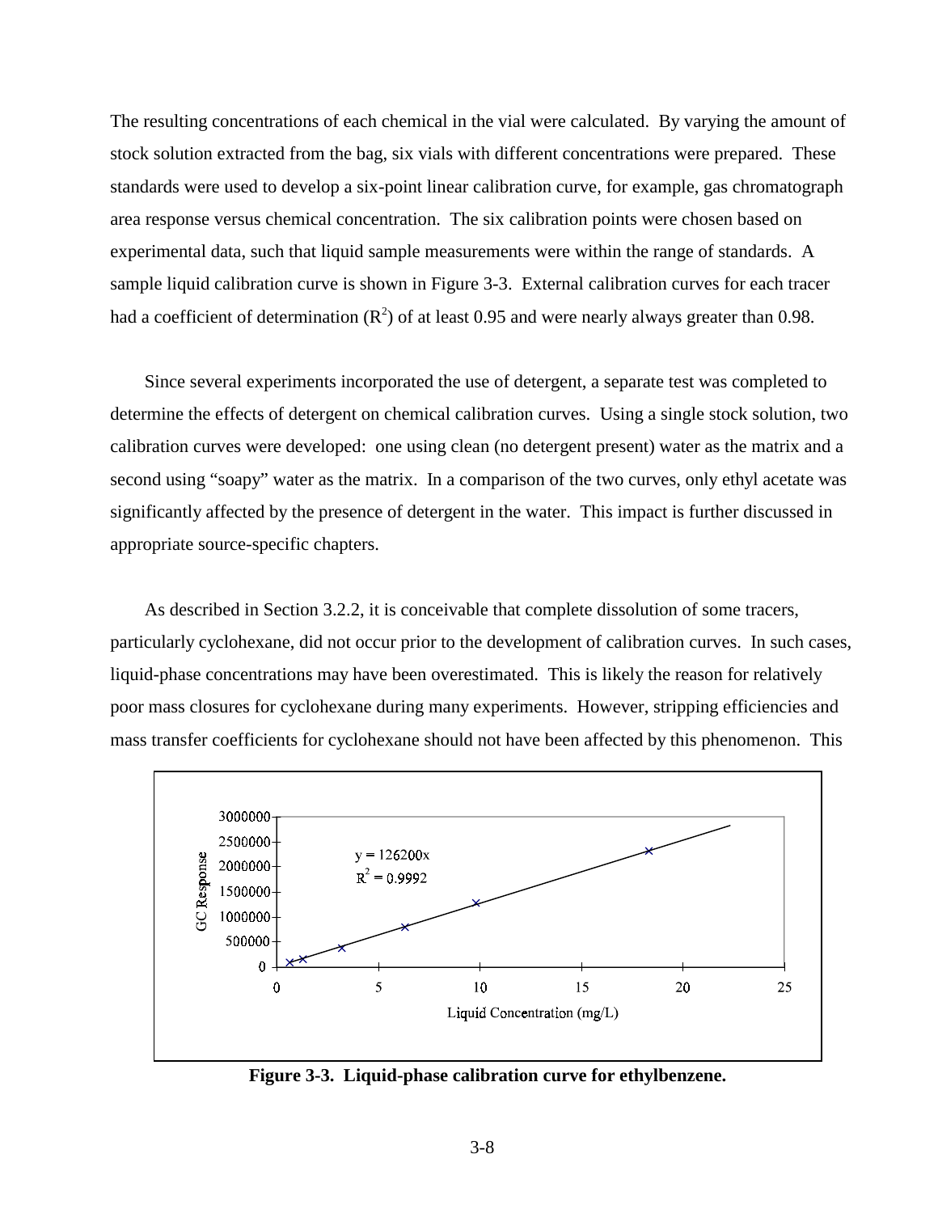The resulting concentrations of each chemical in the vial were calculated. By varying the amount of stock solution extracted from the bag, six vials with different concentrations were prepared. These standards were used to develop a six-point linear calibration curve, for example, gas chromatograph area response versus chemical concentration. The six calibration points were chosen based on experimental data, such that liquid sample measurements were within the range of standards. A sample liquid calibration curve is shown in Figure 3-3. External calibration curves for each tracer had a coefficient of determination ($R^2$) of at least 0.95 and were nearly always greater than 0.98.

Since several experiments incorporated the use of detergent, a separate test was completed to determine the effects of detergent on chemical calibration curves. Using a single stock solution, two calibration curves were developed: one using clean (no detergent present) water as the matrix and a second using "soapy" water as the matrix. In a comparison of the two curves, only ethyl acetate was significantly affected by the presence of detergent in the water. This impact is further discussed in appropriate source-specific chapters.

As described in Section 3.2.2, it is conceivable that complete dissolution of some tracers, particularly cyclohexane, did not occur prior to the development of calibration curves. In such cases, liquid-phase concentrations may have been overestimated. This is likely the reason for relatively poor mass closures for cyclohexane during many experiments. However, stripping efficiencies and mass transfer coefficients for cyclohexane should not have been affected by this phenomenon. This

**Figure 3-3. Liquid-phase calibration curve for ethylbenzene.**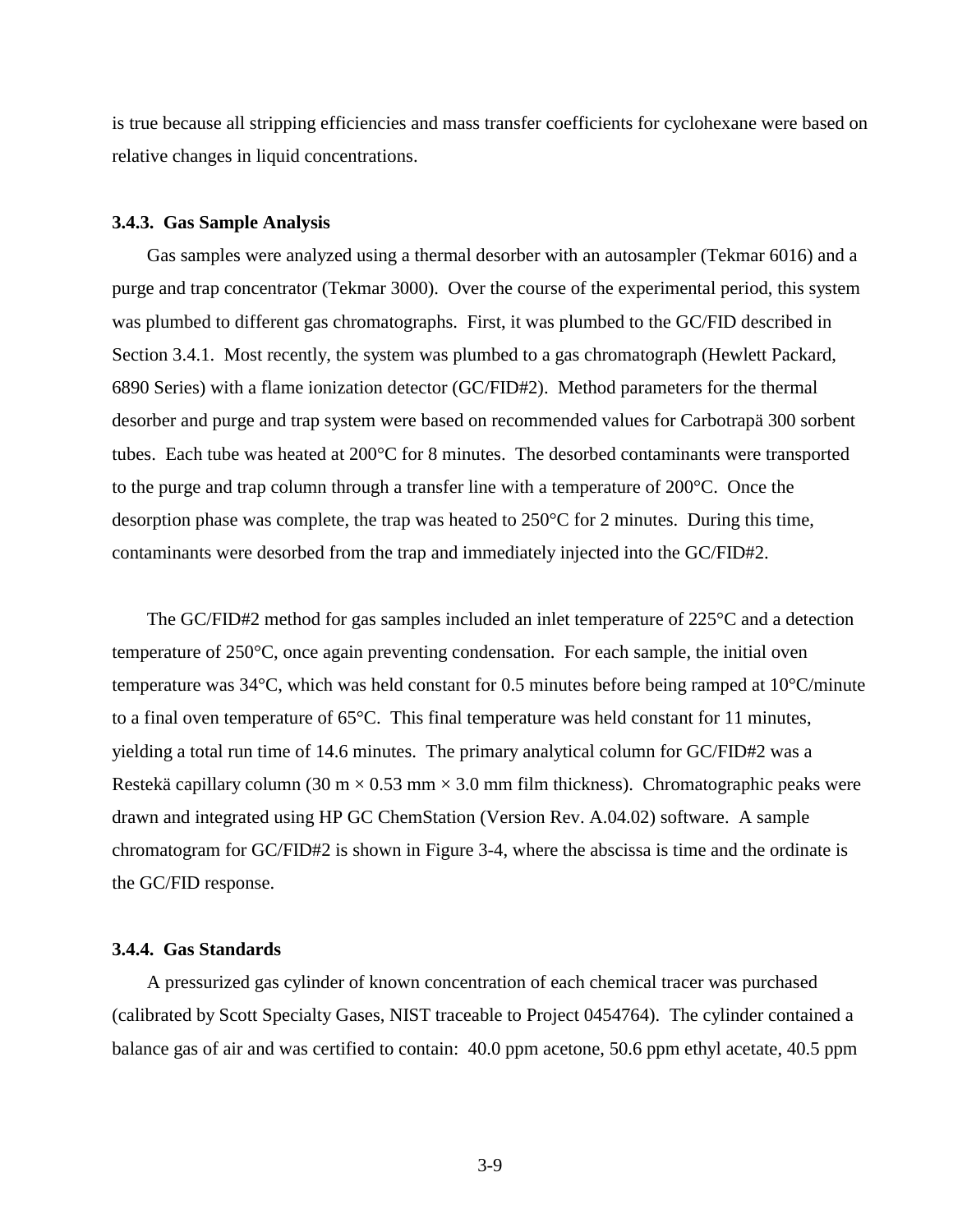is true because all stripping efficiencies and mass transfer coefficients for cyclohexane were based on relative changes in liquid concentrations.

### 3.4.3. Gas Sample Analysis

Gas samples were analyzed using a thermal desorber with an autosampler (Tekmar 6016) and a purge and trap concentrator (Tekmar 3000). Over the course of the experimental period, this system was plumbed to different gas chromatographs. First, it was plumbed to the GC/FID described in Section 3.4.1. Most recently, the system was plumbed to a gas chromatograph (Hewlett Packard, 6890 Series) with a flame ionization detector (GC/FID#2). Method parameters for the thermal desorber and purge and trap system were based on recommended values for Carbotrapä 300 sorbent tubes. Each tube was heated at 200°C for 8 minutes. The desorbed contaminants were transported to the purge and trap column through a transfer line with a temperature of 200°C. Once the desorption phase was complete, the trap was heated to 250°C for 2 minutes. During this time, contaminants were desorbed from the trap and immediately injected into the GC/FID#2.

The GC/FID#2 method for gas samples included an inlet temperature of 225°C and a detection temperature of 250°C, once again preventing condensation. For each sample, the initial oven temperature was 34°C, which was held constant for 0.5 minutes before being ramped at 10°C/minute to a final oven temperature of 65°C. This final temperature was held constant for 11 minutes, yielding a total run time of 14.6 minutes. The primary analytical column for GC/FID#2 was a Restekä capillary column (30 m × 0.53 mm × 3.0 mm film thickness). Chromatographic peaks were drawn and integrated using HP GC ChemStation (Version Rev. A.04.02) software. A sample chromatogram for GC/FID#2 is shown in Figure 3-4, where the abscissa is time and the ordinate is the GC/FID response.

### 3.4.4. Gas Standards

A pressurized gas cylinder of known concentration of each chemical tracer was purchased (calibrated by Scott Specialty Gases, NIST traceable to Project 0454764). The cylinder contained a balance gas of air and was certified to contain: 40.0 ppm acetone, 50.6 ppm ethyl acetate, 40.5 ppm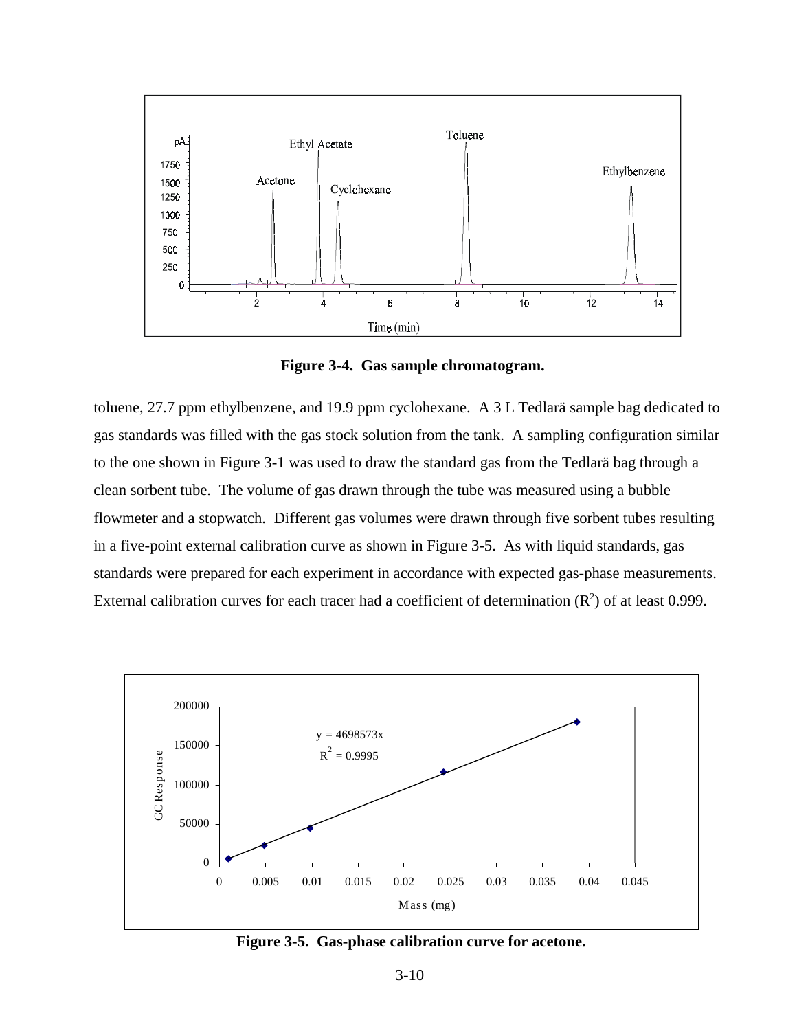**Figure 3-4. Gas sample chromatogram.**

toluene, 27.7 ppm ethylbenzene, and 19.9 ppm cyclohexane. A 3 L Tedlarä sample bag dedicated to gas standards was filled with the gas stock solution from the tank. A sampling configuration similar to the one shown in Figure 3-1 was used to draw the standard gas from the Tedlarä bag through a clean sorbent tube. The volume of gas drawn through the tube was measured using a bubble flowmeter and a stopwatch. Different gas volumes were drawn through five sorbent tubes resulting in a five-point external calibration curve as shown in Figure 3-5. As with liquid standards, gas standards were prepared for each experiment in accordance with expected gas-phase measurements. External calibration curves for each tracer had a coefficient of determination ($R^2$) of at least 0.999.

**Figure 3-5. Gas-phase calibration curve for acetone.**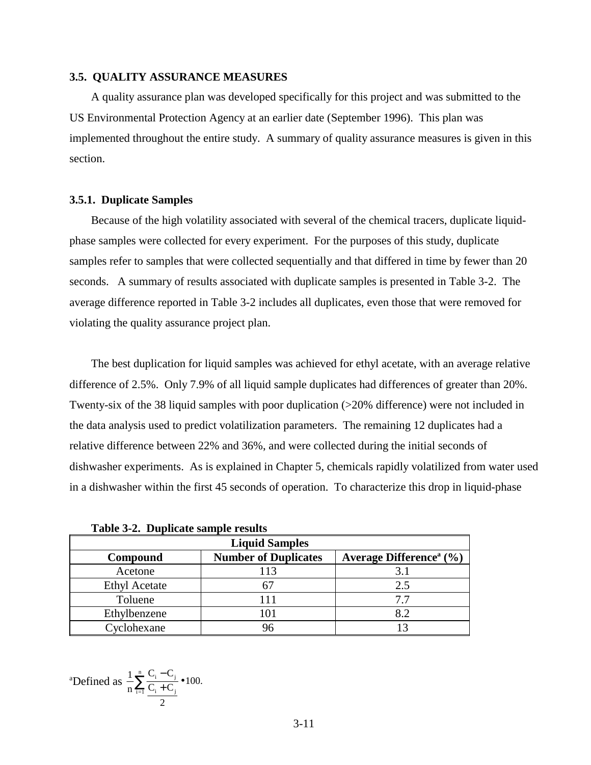### 3.5. QUALITY ASSURANCE MEASURES

A quality assurance plan was developed specifically for this project and was submitted to the US Environmental Protection Agency at an earlier date (September 1996). This plan was implemented throughout the entire study. A summary of quality assurance measures is given in this section.

### 3.5.1. Duplicate Samples

Because of the high volatility associated with several of the chemical tracers, duplicate liquid-phase samples were collected for every experiment. For the purposes of this study, duplicate samples refer to samples that were collected sequentially and that differed in time by fewer than 20 seconds. A summary of results associated with duplicate samples is presented in Table 3-2. The average difference reported in Table 3-2 includes all duplicates, even those that were removed for violating the quality assurance project plan.

The best duplication for liquid samples was achieved for ethyl acetate, with an average relative difference of 2.5%. Only 7.9% of all liquid sample duplicates had differences of greater than 20%. Twenty-six of the 38 liquid samples with poor duplication (>20% difference) were not included in the data analysis used to predict volatilization parameters. The remaining 12 duplicates had a relative difference between 22% and 36%, and were collected during the initial seconds of dishwasher experiments. As is explained in Chapter 5, chemicals rapidly volatilized from water used in a dishwasher within the first 45 seconds of operation. To characterize this drop in liquid-phase

**Table 3-2. Duplicate sample results**

| Liquid Samples | | |
|---|---|---|
| **Compound** | **Number of Duplicates** | **Average Difference[a] (%)** |
| Acetone | 113 | 3.1 |
| Ethyl Acetate | 67 | 2.5 |
| Toluene | 111 | 7.7 |
| Ethylbenzene | 101 | 8.2 |
| Cyclohexane | 96 | 13 |

[a]Defined as $\frac{1}{n}\sum_{i=1}^{n}\frac{C_i - C_j}{\frac{C_i + C_j}{2}} \bullet 100.$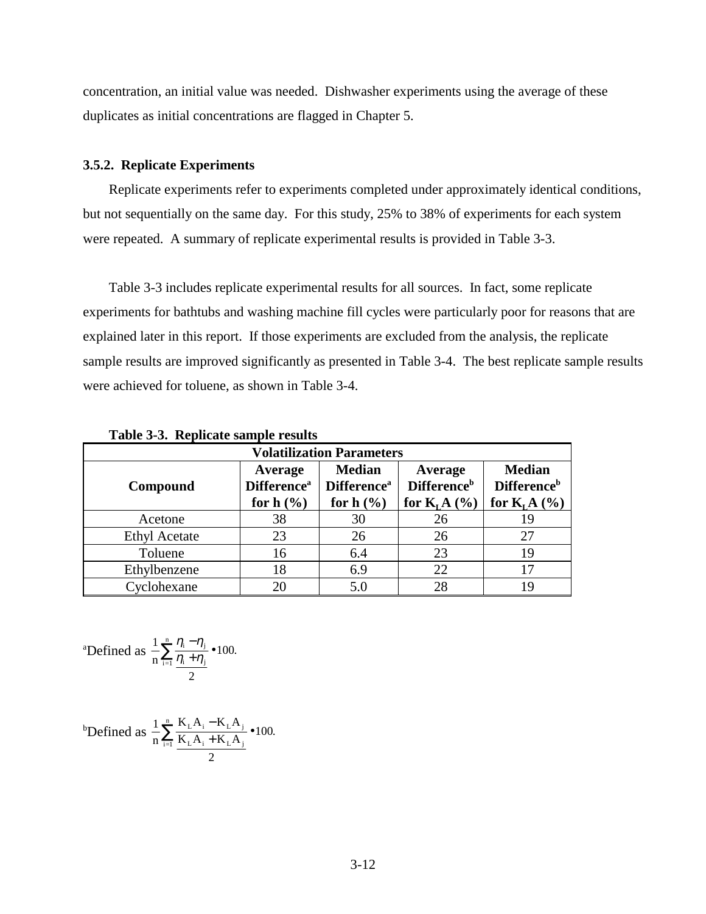concentration, an initial value was needed. Dishwasher experiments using the average of these duplicates as initial concentrations are flagged in Chapter 5.

### 3.5.2. Replicate Experiments

Replicate experiments refer to experiments completed under approximately identical conditions, but not sequentially on the same day. For this study, 25% to 38% of experiments for each system were repeated. A summary of replicate experimental results is provided in Table 3-3.

Table 3-3 includes replicate experimental results for all sources. In fact, some replicate experiments for bathtubs and washing machine fill cycles were particularly poor for reasons that are explained later in this report. If those experiments are excluded from the analysis, the replicate sample results are improved significantly as presented in Table 3-4. The best replicate sample results were achieved for toluene, as shown in Table 3-4.

**Table 3-3. Replicate sample results**

| | Volatilization Parameters | | | |
|---|---|---|---|---|
| **Compound** | **Average Difference[a] for h (%)** | **Median Difference[a] for h (%)** | **Average Difference[b] for $K_LA$ (%)** | **Median Difference[b] for $K_LA$ (%)** |
| Acetone | 38 | 30 | 26 | 19 |
| Ethyl Acetate | 23 | 26 | 26 | 27 |
| Toluene | 16 | 6.4 | 23 | 19 |
| Ethylbenzene | 18 | 6.9 | 22 | 17 |
| Cyclohexane | 20 | 5.0 | 28 | 19 |

[a]Defined as $\frac{1}{n}\sum_{i=1}^{n}\frac{\eta_i - \eta_j}{\frac{\eta_i + \eta_j}{2}} \bullet 100.$

[b]Defined as $\frac{1}{n}\sum_{i=1}^{n}\frac{K_LA_i - K_LA_j}{\frac{K_LA_i + K_LA_j}{2}} \bullet 100.$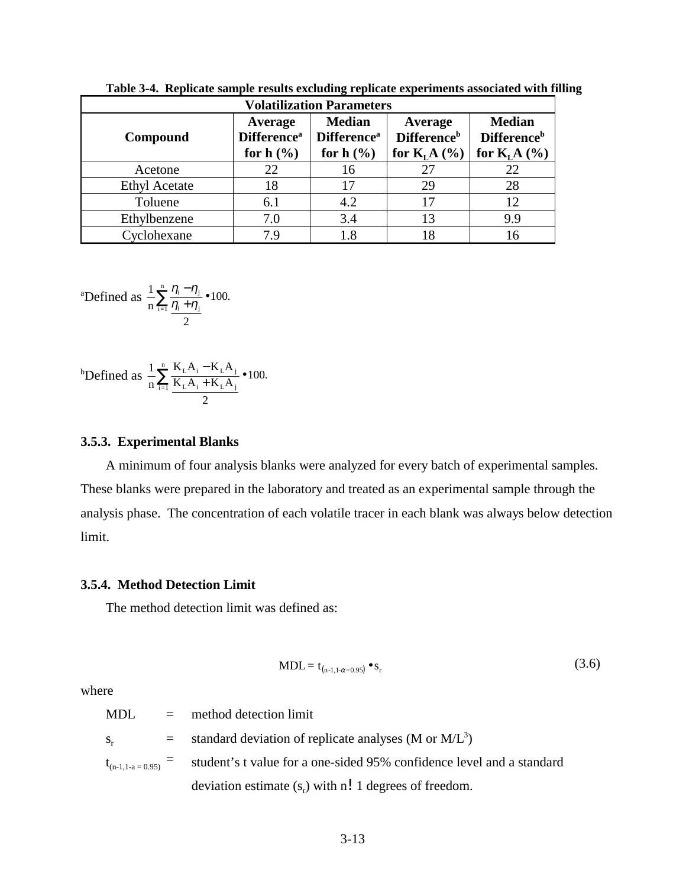**Table 3-4. Replicate sample results excluding replicate experiments associated with filling**

| Volatilization Parameters | | | | |
|---|---|---|---|---|
| **Compound** | **Average Difference[a] for h (%)** | **Median Difference[a] for h (%)** | **Average Difference[b] for $K_LA$ (%)** | **Median Difference[b] for $K_LA$ (%)** |
| Acetone | 22 | 16 | 27 | 22 |
| Ethyl Acetate | 18 | 17 | 29 | 28 |
| Toluene | 6.1 | 4.2 | 17 | 12 |
| Ethylbenzene | 7.0 | 3.4 | 13 | 9.9 |
| Cyclohexane | 7.9 | 1.8 | 18 | 16 |

[a]Defined as $\frac{1}{n}\sum_{i=1}^{n}\frac{\eta_i - \eta_j}{\frac{\eta_i + \eta_j}{2}} \bullet 100.$

[b]Defined as $\frac{1}{n}\sum_{i=1}^{n}\frac{K_LA_i - K_LA_j}{\frac{K_LA_i + K_LA_j}{2}} \bullet 100.$

### 3.5.3. Experimental Blanks

A minimum of four analysis blanks were analyzed for every batch of experimental samples. These blanks were prepared in the laboratory and treated as an experimental sample through the analysis phase. The concentration of each volatile tracer in each blank was always below detection limit.

### 3.5.4. Method Detection Limit

The method detection limit was defined as:

$$\mathrm{MDL} = t_{(n-1,1-\alpha=0.95)} \bullet s_r \tag{3.6}$$

where

MDL = method detection limit

$s_r$ = standard deviation of replicate analyses (M or $M/L^3$)

$t_{(n-1,1-a=0.95)}$ = student's t value for a one-sided 95% confidence level and a standard deviation estimate ($s_r$) with n! 1 degrees of freedom.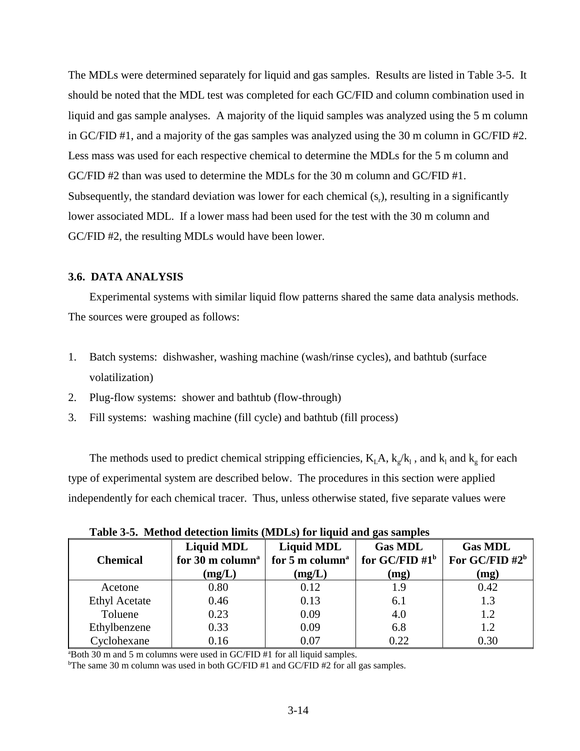The MDLs were determined separately for liquid and gas samples. Results are listed in Table 3-5. It should be noted that the MDL test was completed for each GC/FID and column combination used in liquid and gas sample analyses. A majority of the liquid samples was analyzed using the 5 m column in GC/FID #1, and a majority of the gas samples was analyzed using the 30 m column in GC/FID #2. Less mass was used for each respective chemical to determine the MDLs for the 5 m column and GC/FID #2 than was used to determine the MDLs for the 30 m column and GC/FID #1. Subsequently, the standard deviation was lower for each chemical ($s_r$), resulting in a significantly lower associated MDL. If a lower mass had been used for the test with the 30 m column and GC/FID #2, the resulting MDLs would have been lower.

### 3.6. DATA ANALYSIS

Experimental systems with similar liquid flow patterns shared the same data analysis methods. The sources were grouped as follows:

1. Batch systems: dishwasher, washing machine (wash/rinse cycles), and bathtub (surface volatilization)
2. Plug-flow systems: shower and bathtub (flow-through)
3. Fill systems: washing machine (fill cycle) and bathtub (fill process)

The methods used to predict chemical stripping efficiencies, $K_LA$, $k_g/k_l$, and $k_l$ and $k_g$ for each type of experimental system are described below. The procedures in this section were applied independently for each chemical tracer. Thus, unless otherwise stated, five separate values were

**Table 3-5. Method detection limits (MDLs) for liquid and gas samples**

| Chemical | Liquid MDL for 30 m column[a] (mg/L) | Liquid MDL for 5 m column[a] (mg/L) | Gas MDL for GC/FID #1[b] (mg) | Gas MDL For GC/FID #2[b] (mg) |
|---|---|---|---|---|
| Acetone | 0.80 | 0.12 | 1.9 | 0.42 |
| Ethyl Acetate | 0.46 | 0.13 | 6.1 | 1.3 |
| Toluene | 0.23 | 0.09 | 4.0 | 1.2 |
| Ethylbenzene | 0.33 | 0.09 | 6.8 | 1.2 |
| Cyclohexane | 0.16 | 0.07 | 0.22 | 0.30 |

[a]Both 30 m and 5 m columns were used in GC/FID #1 for all liquid samples.
[b]The same 30 m column was used in both GC/FID #1 and GC/FID #2 for all gas samples.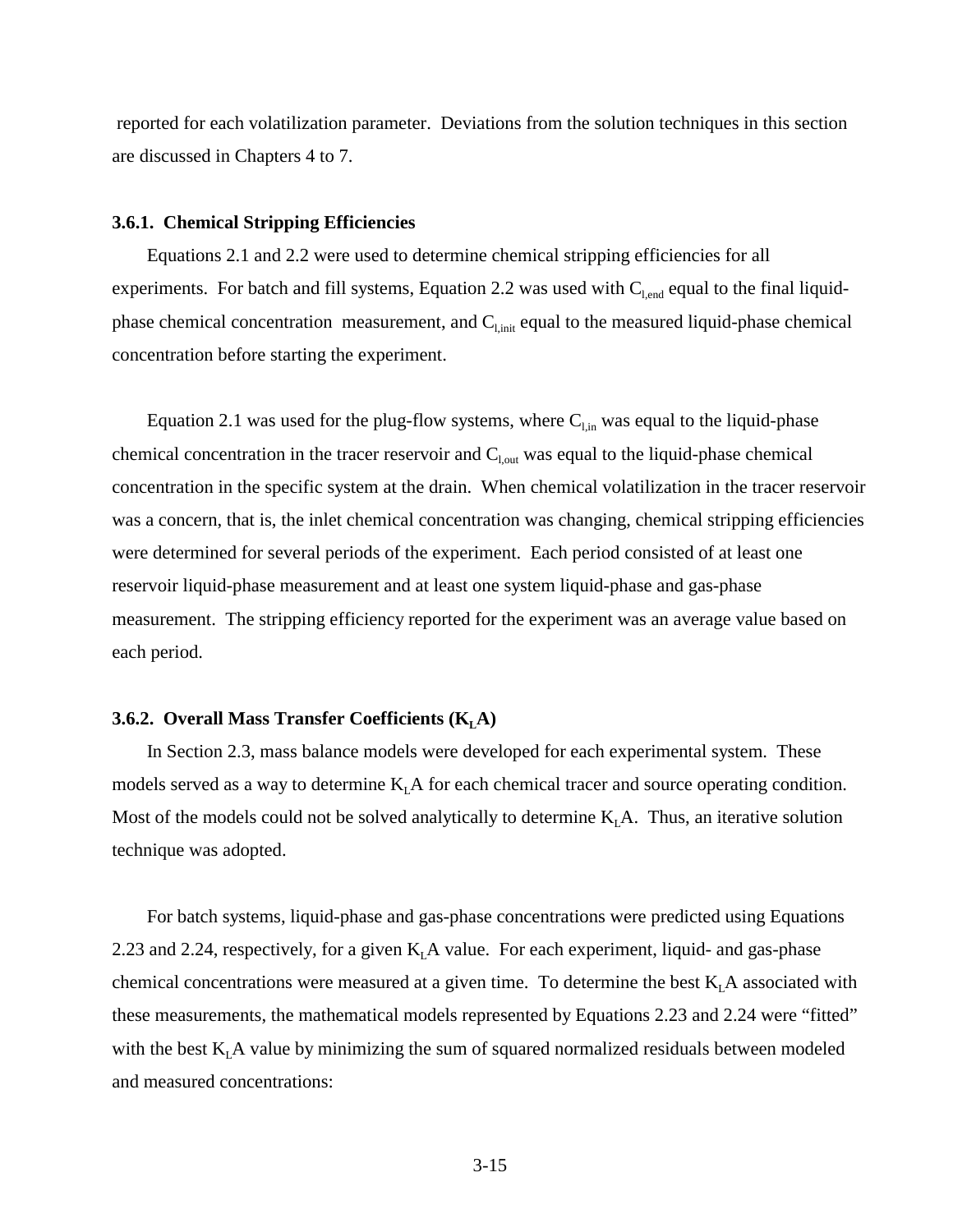reported for each volatilization parameter. Deviations from the solution techniques in this section are discussed in Chapters 4 to 7.

### 3.6.1. Chemical Stripping Efficiencies

Equations 2.1 and 2.2 were used to determine chemical stripping efficiencies for all experiments. For batch and fill systems, Equation 2.2 was used with $C_{l,end}$ equal to the final liquid-phase chemical concentration measurement, and $C_{l,init}$ equal to the measured liquid-phase chemical concentration before starting the experiment.

Equation 2.1 was used for the plug-flow systems, where $C_{l,in}$ was equal to the liquid-phase chemical concentration in the tracer reservoir and $C_{l,out}$ was equal to the liquid-phase chemical concentration in the specific system at the drain. When chemical volatilization in the tracer reservoir was a concern, that is, the inlet chemical concentration was changing, chemical stripping efficiencies were determined for several periods of the experiment. Each period consisted of at least one reservoir liquid-phase measurement and at least one system liquid-phase and gas-phase measurement. The stripping efficiency reported for the experiment was an average value based on each period.

### 3.6.2. Overall Mass Transfer Coefficients ($K_LA$)

In Section 2.3, mass balance models were developed for each experimental system. These models served as a way to determine $K_LA$ for each chemical tracer and source operating condition. Most of the models could not be solved analytically to determine $K_LA$. Thus, an iterative solution technique was adopted.

For batch systems, liquid-phase and gas-phase concentrations were predicted using Equations 2.23 and 2.24, respectively, for a given $K_LA$ value. For each experiment, liquid- and gas-phase chemical concentrations were measured at a given time. To determine the best $K_LA$ associated with these measurements, the mathematical models represented by Equations 2.23 and 2.24 were "fitted" with the best $K_LA$ value by minimizing the sum of squared normalized residuals between modeled and measured concentrations: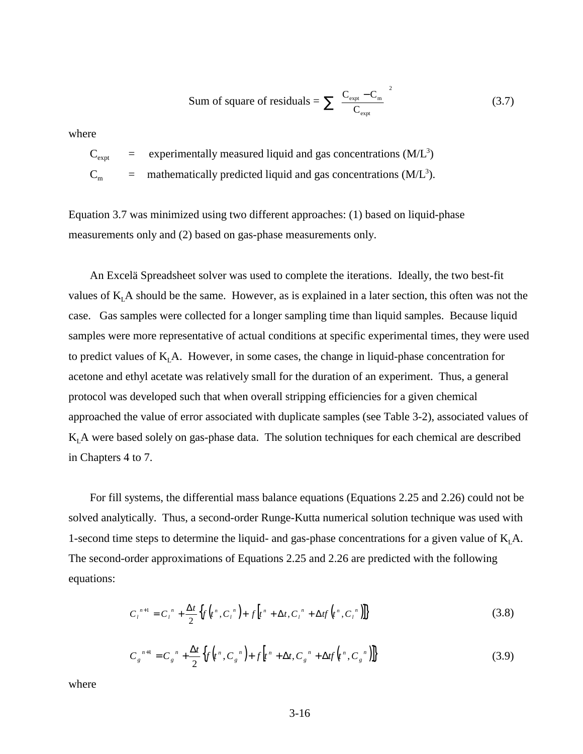$$\text{Sum of square of residuals} = \sum \left( \frac{C_{expt} - C_m}{C_{expt}} \right)^2 \tag{3.7}$$

where

$C_{expt}$ = experimentally measured liquid and gas concentrations ($M/L^3$)

$C_m$ = mathematically predicted liquid and gas concentrations ($M/L^3$).

Equation 3.7 was minimized using two different approaches: (1) based on liquid-phase measurements only and (2) based on gas-phase measurements only.

An Excelä Spreadsheet solver was used to complete the iterations. Ideally, the two best-fit values of $K_LA$ should be the same. However, as is explained in a later section, this often was not the case. Gas samples were collected for a longer sampling time than liquid samples. Because liquid samples were more representative of actual conditions at specific experimental times, they were used to predict values of $K_LA$. However, in some cases, the change in liquid-phase concentration for acetone and ethyl acetate was relatively small for the duration of an experiment. Thus, a general protocol was developed such that when overall stripping efficiencies for a given chemical approached the value of error associated with duplicate samples (see Table 3-2), associated values of $K_LA$ were based solely on gas-phase data. The solution techniques for each chemical are described in Chapters 4 to 7.

For fill systems, the differential mass balance equations (Equations 2.25 and 2.26) could not be solved analytically. Thus, a second-order Runge-Kutta numerical solution technique was used with 1-second time steps to determine the liquid- and gas-phase concentrations for a given value of $K_LA$. The second-order approximations of Equations 2.25 and 2.26 are predicted with the following equations:

$$C_l^{\,n+1} = C_l^{\,n} + \frac{\Delta t}{2}\left\{ f\left(t^n, C_l^{\,n}\right) + f\left[t^n + \Delta t, C_l^{\,n} + \Delta t f\left(t^n, C_l^{\,n}\right)\right]\right\} \tag{3.8}$$

$$C_g^{\,n+1} = C_g^{\,n} + \frac{\Delta t}{2}\left\{ f\left(t^n, C_g^{\,n}\right) + f\left[t^n + \Delta t, C_g^{\,n} + \Delta t f\left(t^n, C_g^{\,n}\right)\right]\right\} \tag{3.9}$$

where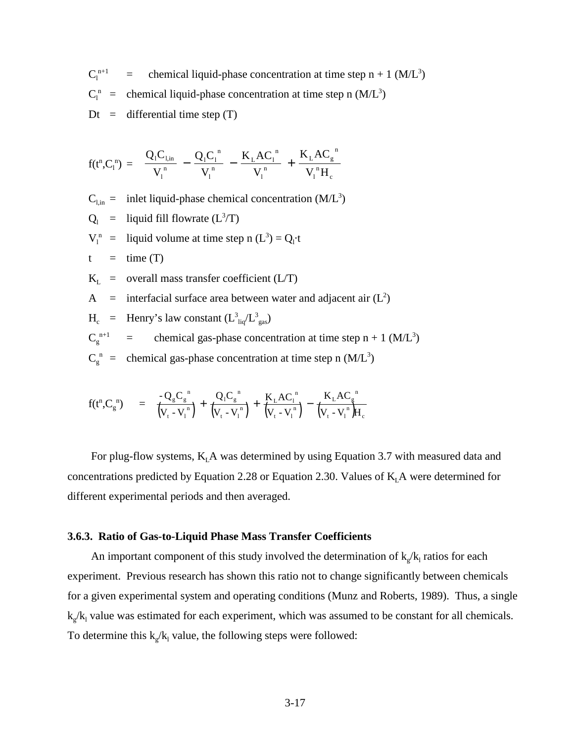$C_l^{n+1}$ = chemical liquid-phase concentration at time step n + 1 ($M/L^3$)

$C_l^n$ = chemical liquid-phase concentration at time step n ($M/L^3$)

Dt = differential time step (T)

$$f(t^n, C_l^n) = \frac{Q_l C_{l,in}}{V_l^n} - \frac{Q_l C_l^n}{V_l^n} - \frac{K_L A C_l^n}{V_l^n} + \frac{K_L A C_g^n}{V_l^n H_c}$$

$C_{l,in}$ = inlet liquid-phase chemical concentration ($M/L^3$)

$Q_l$ = liquid fill flowrate ($L^3/T$)

$V_l^n$ = liquid volume at time step n ($L^3$) = $Q_l \cdot t$

t = time (T)

$K_L$ = overall mass transfer coefficient (L/T)

A = interfacial surface area between water and adjacent air ($L^2$)

$H_c$ = Henry's law constant ($L^3_{liq}/L^3_{gas}$)

$C_g^{n+1}$ = chemical gas-phase concentration at time step n + 1 ($M/L^3$)

$C_g^n$ = chemical gas-phase concentration at time step n ($M/L^3$)

$$f(t^n, C_g^n) = \frac{-Q_g C_g^n}{(V_t - V_l^n)} + \frac{Q_l C_g^n}{(V_t - V_l^n)} + \frac{K_L A C_l^n}{(V_t - V_l^n)} - \frac{K_L A C_g^n}{(V_t - V_l^n) H_c}$$

For plug-flow systems, $K_L A$ was determined by using Equation 3.7 with measured data and concentrations predicted by Equation 2.28 or Equation 2.30. Values of $K_L A$ were determined for different experimental periods and then averaged.

### 3.6.3. Ratio of Gas-to-Liquid Phase Mass Transfer Coefficients

An important component of this study involved the determination of $k_g/k_l$ ratios for each experiment. Previous research has shown this ratio not to change significantly between chemicals for a given experimental system and operating conditions (Munz and Roberts, 1989). Thus, a single $k_g/k_l$ value was estimated for each experiment, which was assumed to be constant for all chemicals. To determine this $k_g/k_l$ value, the following steps were followed: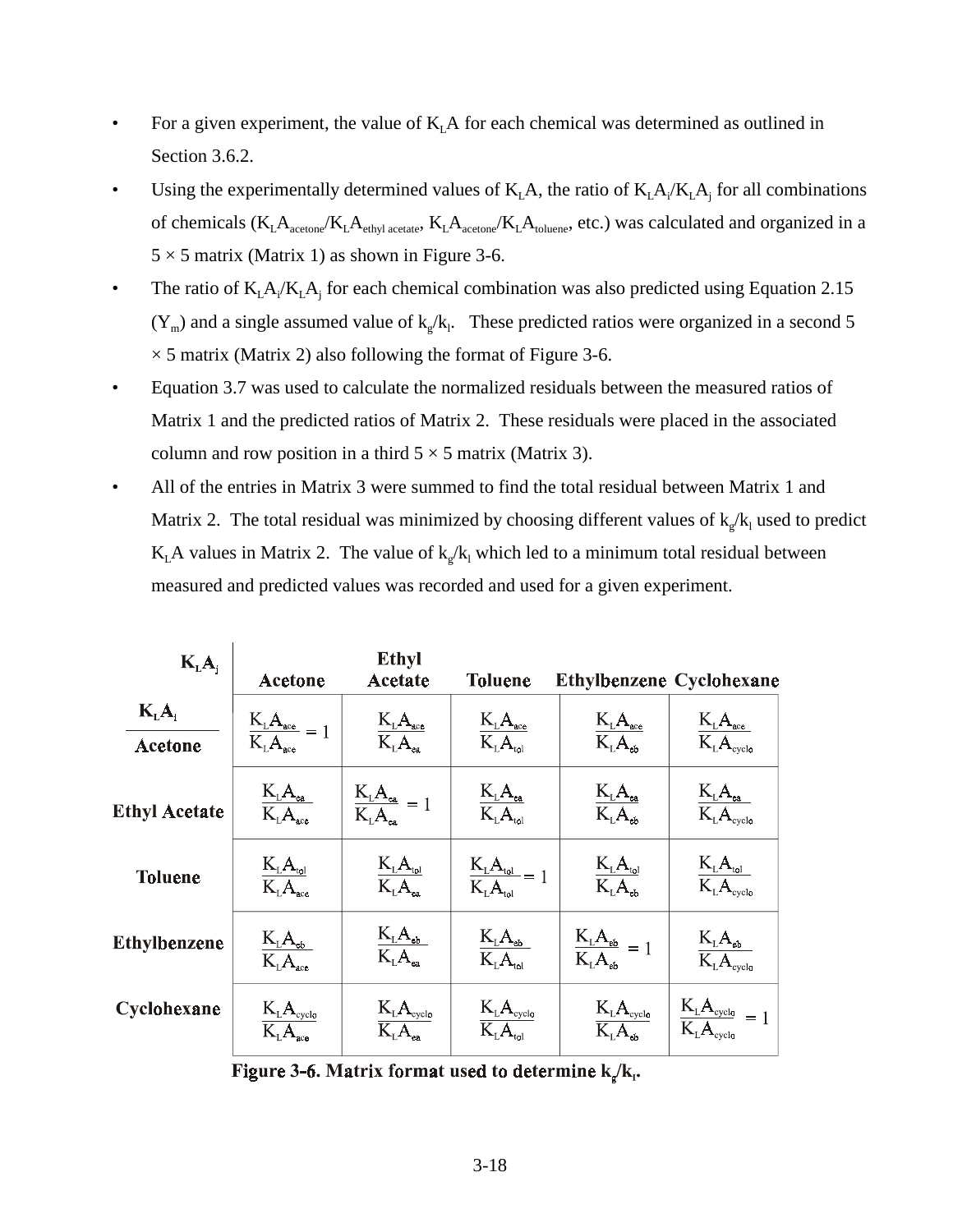- For a given experiment, the value of $K_LA$ for each chemical was determined as outlined in Section 3.6.2.
- Using the experimentally determined values of $K_LA$, the ratio of $K_LA_i/K_LA_j$ for all combinations of chemicals ($K_LA_{acetone}/K_LA_{ethyl\ acetate}$, $K_LA_{acetone}/K_LA_{toluene}$, etc.) was calculated and organized in a 5 × 5 matrix (Matrix 1) as shown in Figure 3-6.
- The ratio of $K_LA_i/K_LA_j$ for each chemical combination was also predicted using Equation 2.15 ($Y_m$) and a single assumed value of $k_g/k_l$. These predicted ratios were organized in a second 5 × 5 matrix (Matrix 2) also following the format of Figure 3-6.
- Equation 3.7 was used to calculate the normalized residuals between the measured ratios of Matrix 1 and the predicted ratios of Matrix 2. These residuals were placed in the associated column and row position in a third 5 × 5 matrix (Matrix 3).
- All of the entries in Matrix 3 were summed to find the total residual between Matrix 1 and Matrix 2. The total residual was minimized by choosing different values of $k_g/k_l$ used to predict $K_LA$ values in Matrix 2. The value of $k_g/k_l$ which led to a minimum total residual between measured and predicted values was recorded and used for a given experiment.

| $K_LA_i$ \ $K_LA_j$ | Acetone | Ethyl Acetate | Toluene | Ethylbenzene | Cyclohexane |
|---|---|---|---|---|---|
| **Acetone** | $\frac{K_LA_{ace}}{K_LA_{ace}} = 1$ | $\frac{K_LA_{ace}}{K_LA_{ea}}$ | $\frac{K_LA_{ace}}{K_LA_{tol}}$ | $\frac{K_LA_{ace}}{K_LA_{eb}}$ | $\frac{K_LA_{ace}}{K_LA_{cyclo}}$ |
| **Ethyl Acetate** | $\frac{K_LA_{ea}}{K_LA_{ace}}$ | $\frac{K_LA_{ea}}{K_LA_{ea}} = 1$ | $\frac{K_LA_{ea}}{K_LA_{tol}}$ | $\frac{K_LA_{ea}}{K_LA_{eb}}$ | $\frac{K_LA_{ea}}{K_LA_{cyclo}}$ |
| **Toluene** | $\frac{K_LA_{tol}}{K_LA_{ace}}$ | $\frac{K_LA_{tol}}{K_LA_{ea}}$ | $\frac{K_LA_{tol}}{K_LA_{tol}} = 1$ | $\frac{K_LA_{tol}}{K_LA_{eb}}$ | $\frac{K_LA_{tol}}{K_LA_{cyclo}}$ |
| **Ethylbenzene** | $\frac{K_LA_{eb}}{K_LA_{ace}}$ | $\frac{K_LA_{eb}}{K_LA_{ea}}$ | $\frac{K_LA_{eb}}{K_LA_{tol}}$ | $\frac{K_LA_{eb}}{K_LA_{eb}} = 1$ | $\frac{K_LA_{eb}}{K_LA_{cyclo}}$ |
| **Cyclohexane** | $\frac{K_LA_{cyclo}}{K_LA_{ace}}$ | $\frac{K_LA_{cyclo}}{K_LA_{ea}}$ | $\frac{K_LA_{cyclo}}{K_LA_{tol}}$ | $\frac{K_LA_{cyclo}}{K_LA_{eb}}$ | $\frac{K_LA_{cyclo}}{K_LA_{cyclo}} = 1$ |

**Figure 3-6. Matrix format used to determine $k_g/k_l$.**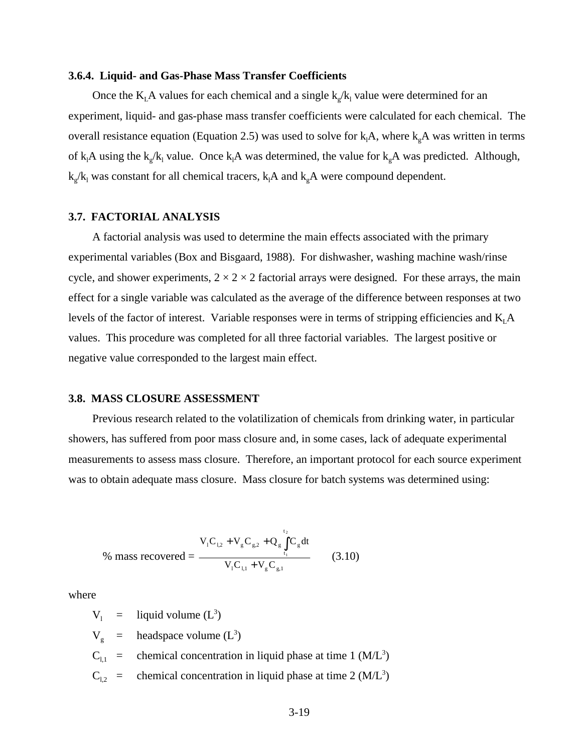### 3.6.4. Liquid- and Gas-Phase Mass Transfer Coefficients

Once the $K_LA$ values for each chemical and a single $k_g/k_l$ value were determined for an experiment, liquid- and gas-phase mass transfer coefficients were calculated for each chemical. The overall resistance equation (Equation 2.5) was used to solve for $k_lA$, where $k_gA$ was written in terms of $k_lA$ using the $k_g/k_l$ value. Once $k_lA$ was determined, the value for $k_gA$ was predicted. Although, $k_g/k_l$ was constant for all chemical tracers, $k_lA$ and $k_gA$ were compound dependent.

## 3.7. FACTORIAL ANALYSIS

A factorial analysis was used to determine the main effects associated with the primary experimental variables (Box and Bisgaard, 1988). For dishwasher, washing machine wash/rinse cycle, and shower experiments, $2 \times 2 \times 2$ factorial arrays were designed. For these arrays, the main effect for a single variable was calculated as the average of the difference between responses at two levels of the factor of interest. Variable responses were in terms of stripping efficiencies and $K_LA$ values. This procedure was completed for all three factorial variables. The largest positive or negative value corresponded to the largest main effect.

## 3.8. MASS CLOSURE ASSESSMENT

Previous research related to the volatilization of chemicals from drinking water, in particular showers, has suffered from poor mass closure and, in some cases, lack of adequate experimental measurements to assess mass closure. Therefore, an important protocol for each source experiment was to obtain adequate mass closure. Mass closure for batch systems was determined using:

$$\%\text{ mass recovered} = \frac{V_l C_{l,2} + V_g C_{g,2} + Q_g \int_{t_1}^{t_2} C_g \, dt}{V_l C_{l,1} + V_g C_{g,1}} \qquad (3.10)$$

where

$V_l$ = liquid volume ($L^3$)

$V_g$ = headspace volume ($L^3$)

$C_{l,1}$ = chemical concentration in liquid phase at time 1 ($M/L^3$)

$C_{l,2}$ = chemical concentration in liquid phase at time 2 ($M/L^3$)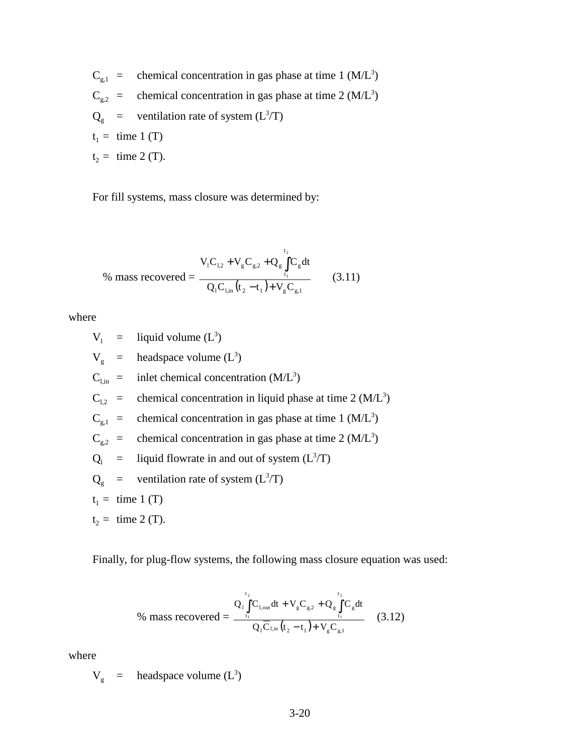$C_{g,1}$ = chemical concentration in gas phase at time 1 ($M/L^3$)

$C_{g,2}$ = chemical concentration in gas phase at time 2 ($M/L^3$)

$Q_g$ = ventilation rate of system ($L^3/T$)

$t_1$ = time 1 (T)

$t_2$ = time 2 (T).

For fill systems, mass closure was determined by:

$$\text{\% mass recovered} = \frac{V_l C_{l,2} + V_g C_{g,2} + Q_g \int_{t_1}^{t_2} C_g \, dt}{Q_l C_{l,in} (t_2 - t_1) + V_g C_{g,1}} \qquad (3.11)$$

where

$V_l$ = liquid volume ($L^3$)

$V_g$ = headspace volume ($L^3$)

$C_{l,in}$ = inlet chemical concentration ($M/L^3$)

$C_{l,2}$ = chemical concentration in liquid phase at time 2 ($M/L^3$)

$C_{g,1}$ = chemical concentration in gas phase at time 1 ($M/L^3$)

$C_{g,2}$ = chemical concentration in gas phase at time 2 ($M/L^3$)

$Q_l$ = liquid flowrate in and out of system ($L^3/T$)

$Q_g$ = ventilation rate of system ($L^3/T$)

$t_1$ = time 1 (T)

$t_2$ = time 2 (T).

Finally, for plug-flow systems, the following mass closure equation was used:

$$\text{\% mass recovered} = \frac{Q_l \int_{t_1}^{t_2} C_{l,out} \, dt + V_g C_{g,2} + Q_g \int_{t_1}^{t_2} C_g \, dt}{Q_l \overline{C}_{l,in} (t_2 - t_1) + V_g C_{g,1}} \qquad (3.12)$$

where

$V_g$ = headspace volume ($L^3$)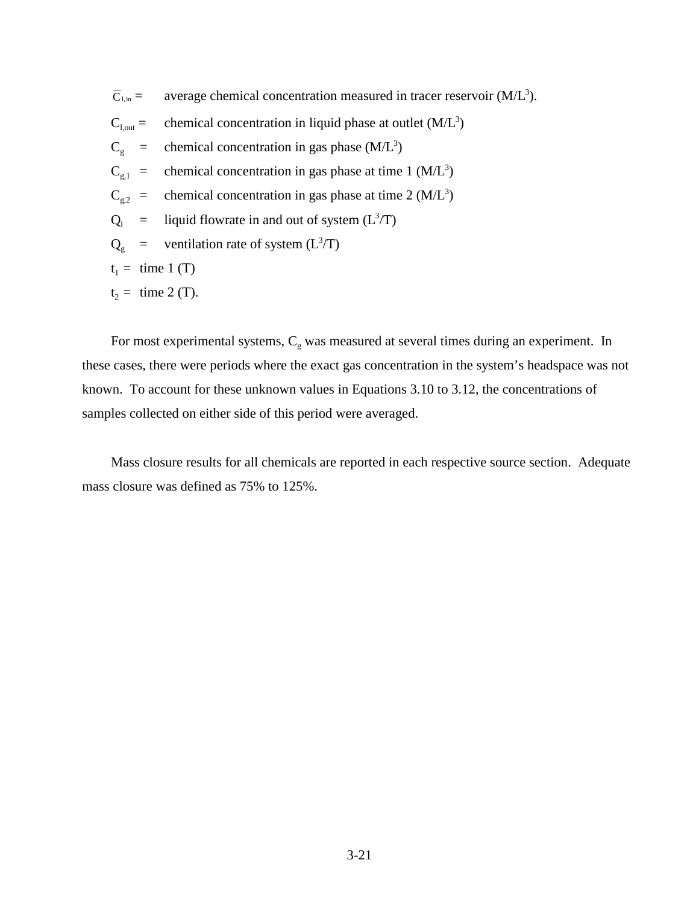$\overline{C}_{l,in}$ = average chemical concentration measured in tracer reservoir ($M/L^3$).

$C_{l,out}$ = chemical concentration in liquid phase at outlet ($M/L^3$)

$C_g$ = chemical concentration in gas phase ($M/L^3$)

$C_{g,1}$ = chemical concentration in gas phase at time 1 ($M/L^3$)

$C_{g,2}$ = chemical concentration in gas phase at time 2 ($M/L^3$)

$Q_l$ = liquid flowrate in and out of system ($L^3/T$)

$Q_g$ = ventilation rate of system ($L^3/T$)

$t_1$ = time 1 (T)

$t_2$ = time 2 (T).

For most experimental systems, $C_g$ was measured at several times during an experiment. In these cases, there were periods where the exact gas concentration in the system's headspace was not known. To account for these unknown values in Equations 3.10 to 3.12, the concentrations of samples collected on either side of this period were averaged.

Mass closure results for all chemicals are reported in each respective source section. Adequate mass closure was defined as 75% to 125%.